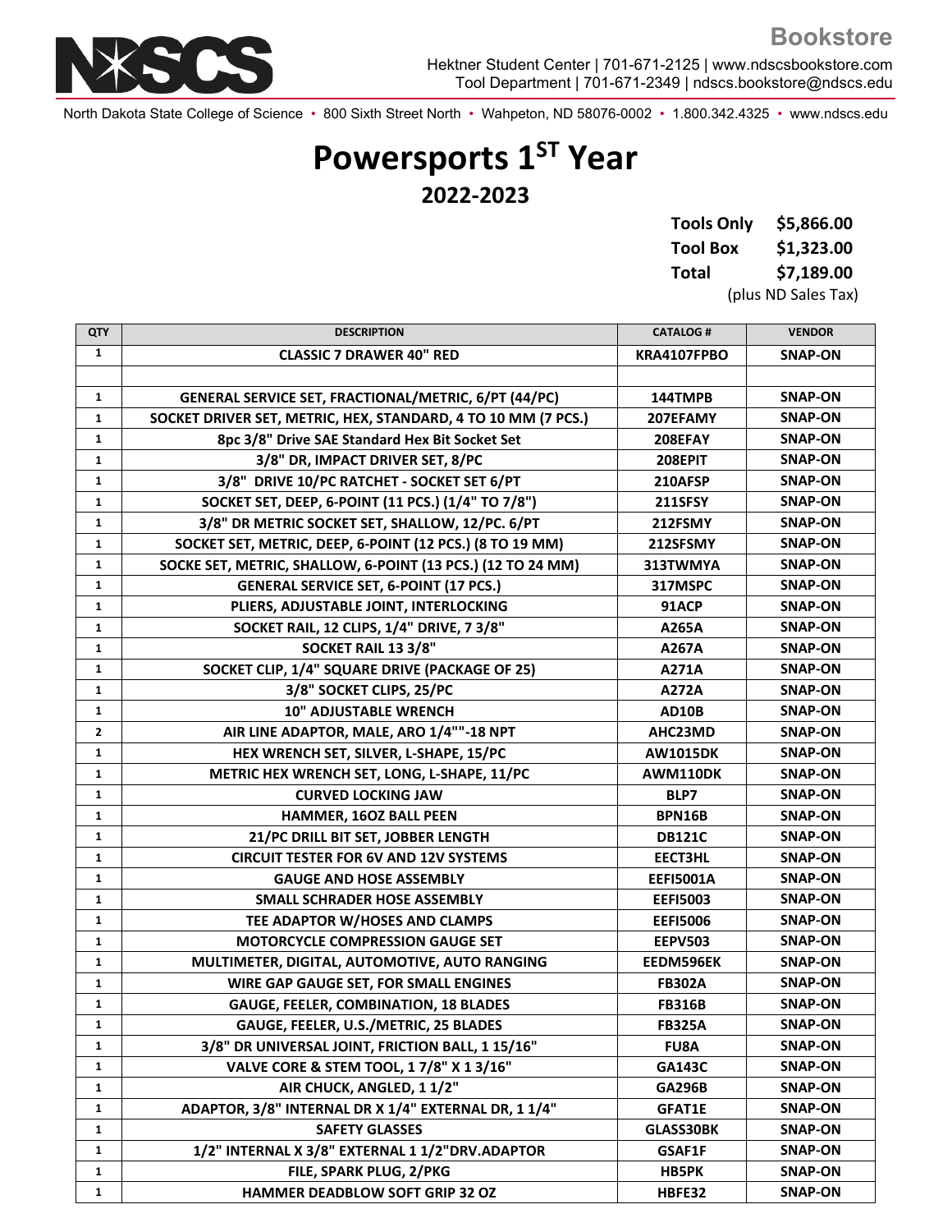NDSCS

**Bookstore**

Hektner Student Center | 701-671-2125 | www.ndscsbookstore.com
Tool Department | 701-671-2349 | ndscs.bookstore@ndscs.edu

North Dakota State College of Science • 800 Sixth Street North • Wahpeton, ND 58076-0002 • 1.800.342.4325 • www.ndscs.edu

# Powersports 1ST Year

## 2022-2023

| | |
|---|---|
| **Tools Only** | **$5,866.00** |
| **Tool Box** | **$1,323.00** |
| **Total** | **$7,189.00** |

(plus ND Sales Tax)

| QTY | DESCRIPTION | CATALOG # | VENDOR |
|---|---|---|---|
| 1 | CLASSIC 7 DRAWER 40" RED | KRA4107FPBO | SNAP-ON |
| | | | |
| 1 | GENERAL SERVICE SET, FRACTIONAL/METRIC, 6/PT (44/PC) | 144TMPB | SNAP-ON |
| 1 | SOCKET DRIVER SET, METRIC, HEX, STANDARD, 4 TO 10 MM (7 PCS.) | 207EFAMY | SNAP-ON |
| 1 | 8pc 3/8" Drive SAE Standard Hex Bit Socket Set | 208EFAY | SNAP-ON |
| 1 | 3/8" DR, IMPACT DRIVER SET, 8/PC | 208EPIT | SNAP-ON |
| 1 | 3/8" DRIVE 10/PC RATCHET - SOCKET SET 6/PT | 210AFSP | SNAP-ON |
| 1 | SOCKET SET, DEEP, 6-POINT (11 PCS.) (1/4" TO 7/8") | 211SFSY | SNAP-ON |
| 1 | 3/8" DR METRIC SOCKET SET, SHALLOW, 12/PC. 6/PT | 212FSMY | SNAP-ON |
| 1 | SOCKET SET, METRIC, DEEP, 6-POINT (12 PCS.) (8 TO 19 MM) | 212SFSMY | SNAP-ON |
| 1 | SOCKE SET, METRIC, SHALLOW, 6-POINT (13 PCS.) (12 TO 24 MM) | 313TWMYA | SNAP-ON |
| 1 | GENERAL SERVICE SET, 6-POINT (17 PCS.) | 317MSPC | SNAP-ON |
| 1 | PLIERS, ADJUSTABLE JOINT, INTERLOCKING | 91ACP | SNAP-ON |
| 1 | SOCKET RAIL, 12 CLIPS, 1/4" DRIVE, 7 3/8" | A265A | SNAP-ON |
| 1 | SOCKET RAIL 13 3/8" | A267A | SNAP-ON |
| 1 | SOCKET CLIP, 1/4" SQUARE DRIVE (PACKAGE OF 25) | A271A | SNAP-ON |
| 1 | 3/8" SOCKET CLIPS, 25/PC | A272A | SNAP-ON |
| 1 | 10" ADJUSTABLE WRENCH | AD10B | SNAP-ON |
| 2 | AIR LINE ADAPTOR, MALE, ARO 1/4""-18 NPT | AHC23MD | SNAP-ON |
| 1 | HEX WRENCH SET, SILVER, L-SHAPE, 15/PC | AW1015DK | SNAP-ON |
| 1 | METRIC HEX WRENCH SET, LONG, L-SHAPE, 11/PC | AWM110DK | SNAP-ON |
| 1 | CURVED LOCKING JAW | BLP7 | SNAP-ON |
| 1 | HAMMER, 16OZ BALL PEEN | BPN16B | SNAP-ON |
| 1 | 21/PC DRILL BIT SET, JOBBER LENGTH | DB121C | SNAP-ON |
| 1 | CIRCUIT TESTER FOR 6V AND 12V SYSTEMS | EECT3HL | SNAP-ON |
| 1 | GAUGE AND HOSE ASSEMBLY | EEFI5001A | SNAP-ON |
| 1 | SMALL SCHRADER HOSE ASSEMBLY | EEFI5003 | SNAP-ON |
| 1 | TEE ADAPTOR W/HOSES AND CLAMPS | EEFI5006 | SNAP-ON |
| 1 | MOTORCYCLE COMPRESSION GAUGE SET | EEPV503 | SNAP-ON |
| 1 | MULTIMETER, DIGITAL, AUTOMOTIVE, AUTO RANGING | EEDM596EK | SNAP-ON |
| 1 | WIRE GAP GAUGE SET, FOR SMALL ENGINES | FB302A | SNAP-ON |
| 1 | GAUGE, FEELER, COMBINATION, 18 BLADES | FB316B | SNAP-ON |
| 1 | GAUGE, FEELER, U.S./METRIC, 25 BLADES | FB325A | SNAP-ON |
| 1 | 3/8" DR UNIVERSAL JOINT, FRICTION BALL, 1 15/16" | FU8A | SNAP-ON |
| 1 | VALVE CORE & STEM TOOL, 1 7/8" X 1 3/16" | GA143C | SNAP-ON |
| 1 | AIR CHUCK, ANGLED, 1 1/2" | GA296B | SNAP-ON |
| 1 | ADAPTOR, 3/8" INTERNAL DR X 1/4" EXTERNAL DR, 1 1/4" | GFAT1E | SNAP-ON |
| 1 | SAFETY GLASSES | GLASS30BK | SNAP-ON |
| 1 | 1/2" INTERNAL X 3/8" EXTERNAL 1 1/2"DRV.ADAPTOR | GSAF1F | SNAP-ON |
| 1 | FILE, SPARK PLUG, 2/PKG | HB5PK | SNAP-ON |
| 1 | HAMMER DEADBLOW SOFT GRIP 32 OZ | HBFE32 | SNAP-ON |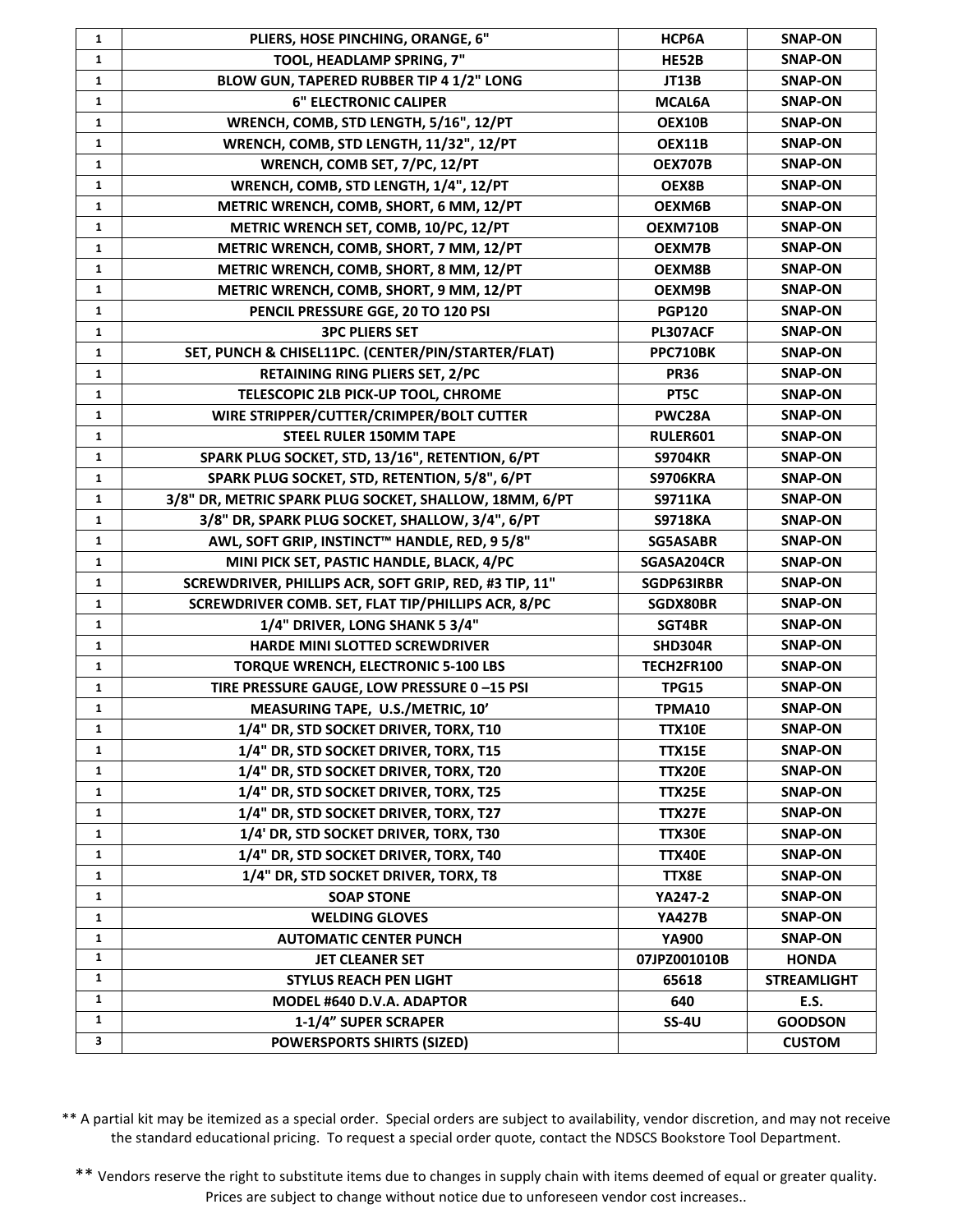| | | | |
|---|---|---|---|
| 1 | PLIERS, HOSE PINCHING, ORANGE, 6" | HCP6A | SNAP-ON |
| 1 | TOOL, HEADLAMP SPRING, 7" | HE52B | SNAP-ON |
| 1 | BLOW GUN, TAPERED RUBBER TIP 4 1/2" LONG | JT13B | SNAP-ON |
| 1 | 6" ELECTRONIC CALIPER | MCAL6A | SNAP-ON |
| 1 | WRENCH, COMB, STD LENGTH, 5/16", 12/PT | OEX10B | SNAP-ON |
| 1 | WRENCH, COMB, STD LENGTH, 11/32", 12/PT | OEX11B | SNAP-ON |
| 1 | WRENCH, COMB SET, 7/PC, 12/PT | OEX707B | SNAP-ON |
| 1 | WRENCH, COMB, STD LENGTH, 1/4", 12/PT | OEX8B | SNAP-ON |
| 1 | METRIC WRENCH, COMB, SHORT, 6 MM, 12/PT | OEXM6B | SNAP-ON |
| 1 | METRIC WRENCH SET, COMB, 10/PC, 12/PT | OEXM710B | SNAP-ON |
| 1 | METRIC WRENCH, COMB, SHORT, 7 MM, 12/PT | OEXM7B | SNAP-ON |
| 1 | METRIC WRENCH, COMB, SHORT, 8 MM, 12/PT | OEXM8B | SNAP-ON |
| 1 | METRIC WRENCH, COMB, SHORT, 9 MM, 12/PT | OEXM9B | SNAP-ON |
| 1 | PENCIL PRESSURE GGE, 20 TO 120 PSI | PGP120 | SNAP-ON |
| 1 | 3PC PLIERS SET | PL307ACF | SNAP-ON |
| 1 | SET, PUNCH & CHISEL11PC. (CENTER/PIN/STARTER/FLAT) | PPC710BK | SNAP-ON |
| 1 | RETAINING RING PLIERS SET, 2/PC | PR36 | SNAP-ON |
| 1 | TELESCOPIC 2LB PICK-UP TOOL, CHROME | PT5C | SNAP-ON |
| 1 | WIRE STRIPPER/CUTTER/CRIMPER/BOLT CUTTER | PWC28A | SNAP-ON |
| 1 | STEEL RULER 150MM TAPE | RULER601 | SNAP-ON |
| 1 | SPARK PLUG SOCKET, STD, 13/16", RETENTION, 6/PT | S9704KR | SNAP-ON |
| 1 | SPARK PLUG SOCKET, STD, RETENTION, 5/8", 6/PT | S9706KRA | SNAP-ON |
| 1 | 3/8" DR, METRIC SPARK PLUG SOCKET, SHALLOW, 18MM, 6/PT | S9711KA | SNAP-ON |
| 1 | 3/8" DR, SPARK PLUG SOCKET, SHALLOW, 3/4", 6/PT | S9718KA | SNAP-ON |
| 1 | AWL, SOFT GRIP, INSTINCT™ HANDLE, RED, 9 5/8" | SG5ASABR | SNAP-ON |
| 1 | MINI PICK SET, PASTIC HANDLE, BLACK, 4/PC | SGASA204CR | SNAP-ON |
| 1 | SCREWDRIVER, PHILLIPS ACR, SOFT GRIP, RED, #3 TIP, 11" | SGDP63IRBR | SNAP-ON |
| 1 | SCREWDRIVER COMB. SET, FLAT TIP/PHILLIPS ACR, 8/PC | SGDX80BR | SNAP-ON |
| 1 | 1/4" DRIVER, LONG SHANK 5 3/4" | SGT4BR | SNAP-ON |
| 1 | HARDE MINI SLOTTED SCREWDRIVER | SHD304R | SNAP-ON |
| 1 | TORQUE WRENCH, ELECTRONIC 5-100 LBS | TECH2FR100 | SNAP-ON |
| 1 | TIRE PRESSURE GAUGE, LOW PRESSURE 0 –15 PSI | TPG15 | SNAP-ON |
| 1 | MEASURING TAPE, U.S./METRIC, 10' | TPMA10 | SNAP-ON |
| 1 | 1/4" DR, STD SOCKET DRIVER, TORX, T10 | TTX10E | SNAP-ON |
| 1 | 1/4" DR, STD SOCKET DRIVER, TORX, T15 | TTX15E | SNAP-ON |
| 1 | 1/4" DR, STD SOCKET DRIVER, TORX, T20 | TTX20E | SNAP-ON |
| 1 | 1/4" DR, STD SOCKET DRIVER, TORX, T25 | TTX25E | SNAP-ON |
| 1 | 1/4" DR, STD SOCKET DRIVER, TORX, T27 | TTX27E | SNAP-ON |
| 1 | 1/4' DR, STD SOCKET DRIVER, TORX, T30 | TTX30E | SNAP-ON |
| 1 | 1/4" DR, STD SOCKET DRIVER, TORX, T40 | TTX40E | SNAP-ON |
| 1 | 1/4" DR, STD SOCKET DRIVER, TORX, T8 | TTX8E | SNAP-ON |
| 1 | SOAP STONE | YA247-2 | SNAP-ON |
| 1 | WELDING GLOVES | YA427B | SNAP-ON |
| 1 | AUTOMATIC CENTER PUNCH | YA900 | SNAP-ON |
| 1 | JET CLEANER SET | 07JPZ001010B | HONDA |
| 1 | STYLUS REACH PEN LIGHT | 65618 | STREAMLIGHT |
| 1 | MODEL #640 D.V.A. ADAPTOR | 640 | E.S. |
| 1 | 1-1/4" SUPER SCRAPER | SS-4U | GOODSON |
| 3 | POWERSPORTS SHIRTS (SIZED) | | CUSTOM |

** A partial kit may be itemized as a special order. Special orders are subject to availability, vendor discretion, and may not receive the standard educational pricing. To request a special order quote, contact the NDSCS Bookstore Tool Department.

** Vendors reserve the right to substitute items due to changes in supply chain with items deemed of equal or greater quality. Prices are subject to change without notice due to unforeseen vendor cost increases..